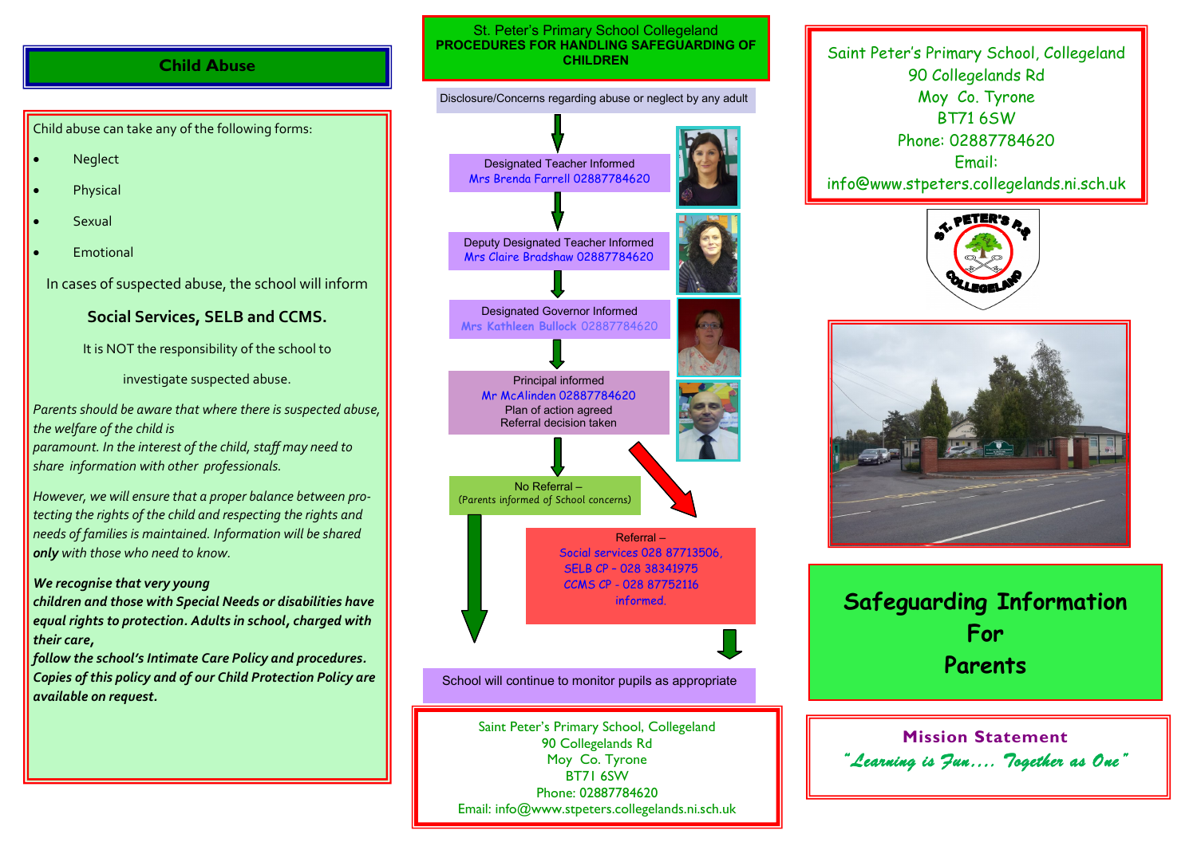## Child Abuse

Child abuse can take any of the following forms:

- Neglect
- Physical
- Sexual
- Emotional

In cases of suspected abuse, the school will inform

**Social Services, SELB and CCMS.**

It is NOT the responsibility of the school to investigate suspected abuse.

*Parents should be aware that where there is suspected abuse, the welfare of the child is paramount. In the interest of the child, staff may need to share information with other professionals.*

*However, we will ensure that a proper balance between protecting the rights of the child and respecting the rights and needs of families is maintained. Information will be shared **only** with those who need to know.*

***We recognise that very young children and those with Special Needs or disabilities have equal rights to protection. Adults in school, charged with their care, follow the school's Intimate Care Policy and procedures. Copies of this policy and of our Child Protection Policy are available on request.***

## St. Peter's Primary School Collegeland
### PROCEDURES FOR HANDLING SAFEGUARDING OF CHILDREN

Disclosure/Concerns regarding abuse or neglect by any adult

↓

Designated Teacher Informed
Mrs Brenda Farrell 02887784620

↓

Deputy Designated Teacher Informed
Mrs Claire Bradshaw 02887784620

↓

Designated Governor Informed
Mrs Kathleen Bullock 02887784620

↓

Principal informed
Mr McAlinden 02887784620
Plan of action agreed
Referral decision taken

↓

No Referral –
(Parents informed of School concerns)

Referral –
Social services 028 87713506,
SELB CP - 028 38341975
CCMS CP - 028 87752116
informed.

↓

School will continue to monitor pupils as appropriate

Saint Peter's Primary School, Collegeland
90 Collegelands Rd
Moy Co. Tyrone
BT71 6SW
Phone: 02887784620
Email: info@www.stpeters.collegelands.ni.sch.uk

Saint Peter's Primary School, Collegeland
90 Collegelands Rd
Moy Co. Tyrone
BT71 6SW
Phone: 02887784620
Email:
info@www.stpeters.collegelands.ni.sch.uk

# Safeguarding Information For Parents

**Mission Statement**

*"Learning is Fun…. Together as One"*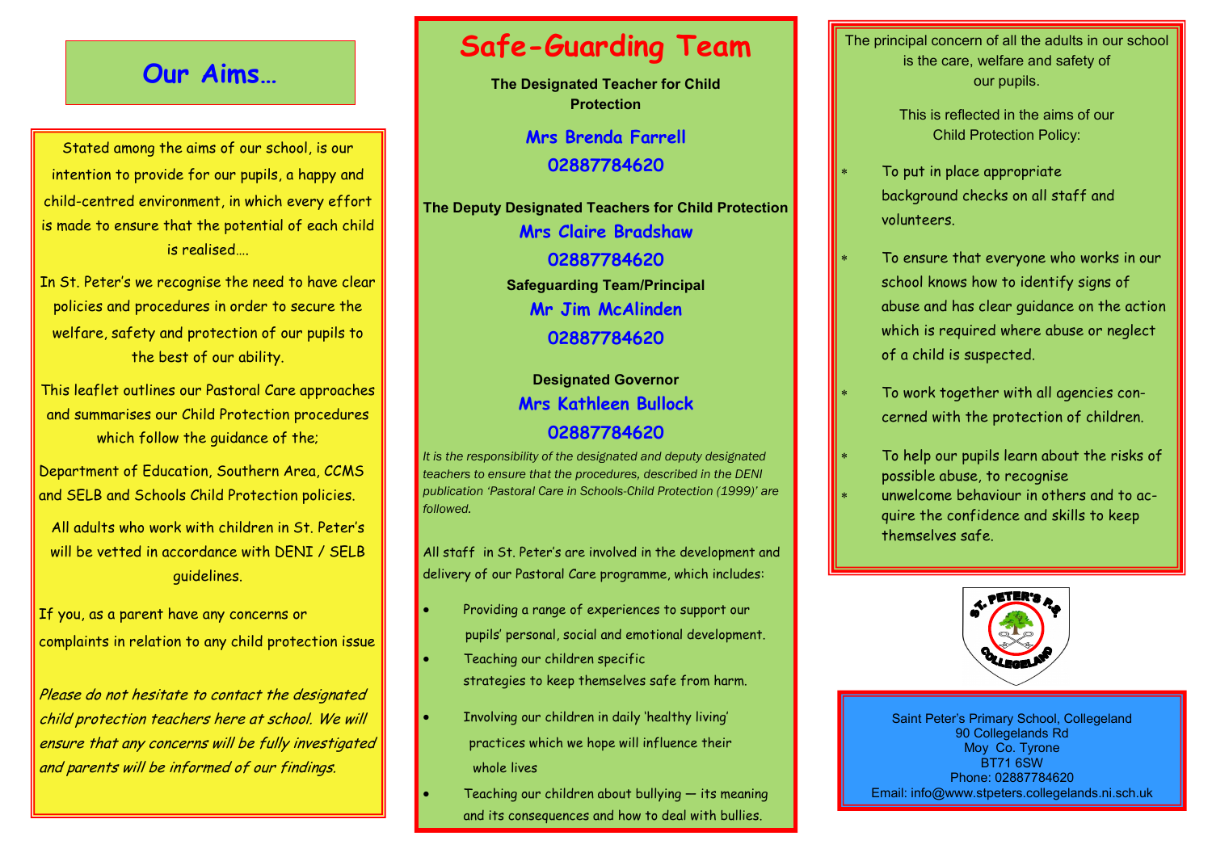# Our Aims…

Stated among the aims of our school, is our intention to provide for our pupils, a happy and child-centred environment, in which every effort is made to ensure that the potential of each child is realised….

In St. Peter's we recognise the need to have clear policies and procedures in order to secure the welfare, safety and protection of our pupils to the best of our ability.

This leaflet outlines our Pastoral Care approaches and summarises our Child Protection procedures which follow the guidance of the;

Department of Education, Southern Area, CCMS and SELB and Schools Child Protection policies.

All adults who work with children in St. Peter's will be vetted in accordance with DENI / SELB guidelines.

If you, as a parent have any concerns or complaints in relation to any child protection issue

*Please do not hesitate to contact the designated child protection teachers here at school. We will ensure that any concerns will be fully investigated and parents will be informed of our findings.*

# Safe-Guarding Team

**The Designated Teacher for Child Protection**

**Mrs Brenda Farrell**

**02887784620**

**The Deputy Designated Teachers for Child Protection**

**Mrs Claire Bradshaw**

**02887784620**

**Safeguarding Team/Principal**

**Mr Jim McAlinden**

**02887784620**

**Designated Governor**

**Mrs Kathleen Bullock**

**02887784620**

*It is the responsibility of the designated and deputy designated teachers to ensure that the procedures, described in the DENI publication 'Pastoral Care in Schools-Child Protection (1999)' are followed.*

All staff in St. Peter's are involved in the development and delivery of our Pastoral Care programme, which includes:

- Providing a range of experiences to support our pupils' personal, social and emotional development.
- Teaching our children specific strategies to keep themselves safe from harm.
- Involving our children in daily 'healthy living' practices which we hope will influence their whole lives
- Teaching our children about bullying — its meaning and its consequences and how to deal with bullies.

The principal concern of all the adults in our school is the care, welfare and safety of our pupils.

This is reflected in the aims of our Child Protection Policy:

* To put in place appropriate background checks on all staff and volunteers.
* To ensure that everyone who works in our school knows how to identify signs of abuse and has clear guidance on the action which is required where abuse or neglect of a child is suspected.
* To work together with all agencies concerned with the protection of children.
* To help our pupils learn about the risks of possible abuse, to recognise
* unwelcome behaviour in others and to acquire the confidence and skills to keep themselves safe.

ST. PETER'S P.S. COLLEGELAND

Saint Peter's Primary School, Collegeland
90 Collegelands Rd
Moy Co. Tyrone
BT71 6SW
Phone: 02887784620
Email: info@www.stpeters.collegelands.ni.sch.uk